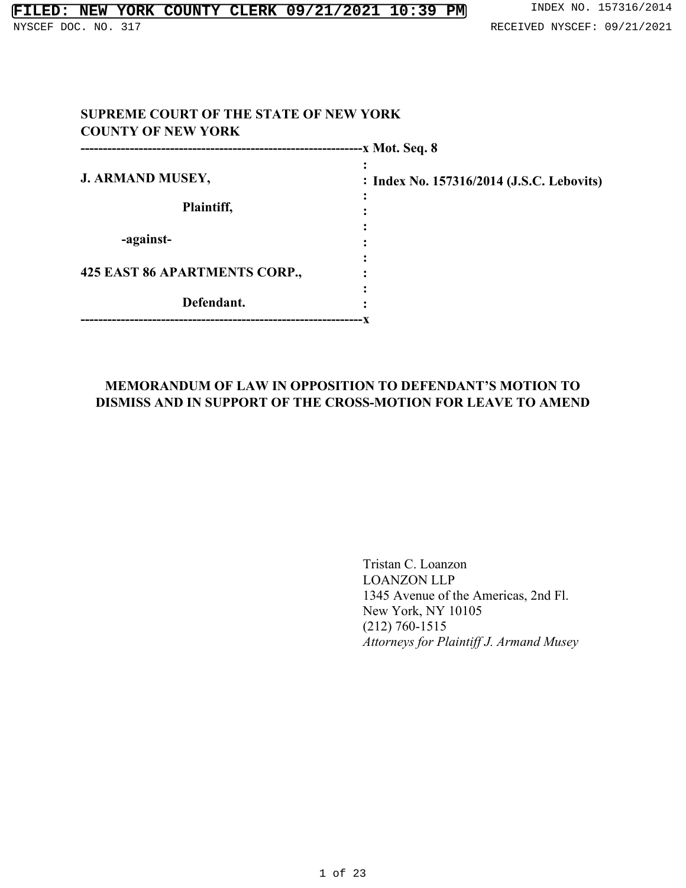**SUPREME COURT OF THE STATE OF NEW YORK**
**COUNTY OF NEW YORK**

| | |
|---|---|
| **J. ARMAND MUSEY,** | **Mot. Seq. 8** |
| **Plaintiff,** | **Index No. 157316/2014 (J.S.C. Lebovits)** |
| **-against-** | |
| **425 EAST 86 APARTMENTS CORP.,** | |
| **Defendant.** | |

## MEMORANDUM OF LAW IN OPPOSITION TO DEFENDANT'S MOTION TO DISMISS AND IN SUPPORT OF THE CROSS-MOTION FOR LEAVE TO AMEND

Tristan C. Loanzon
LOANZON LLP
1345 Avenue of the Americas, 2nd Fl.
New York, NY 10105
(212) 760-1515
*Attorneys for Plaintiff J. Armand Musey*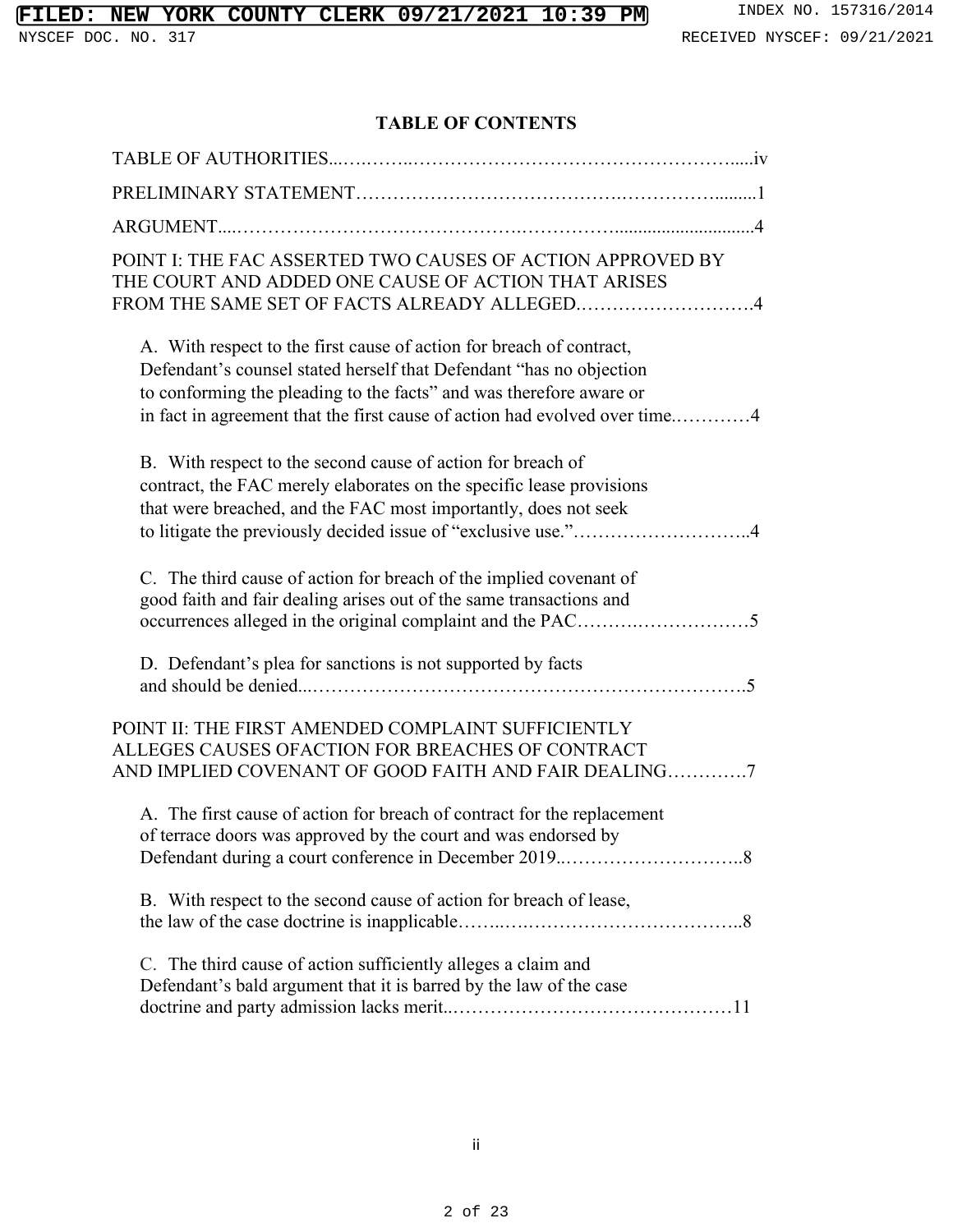## TABLE OF CONTENTS

TABLE OF AUTHORITIES.....................................................................iv

PRELIMINARY STATEMENT.....................................................................1

ARGUMENT.....................................................................4

POINT I: THE FAC ASSERTED TWO CAUSES OF ACTION APPROVED BY THE COURT AND ADDED ONE CAUSE OF ACTION THAT ARISES FROM THE SAME SET OF FACTS ALREADY ALLEGED.....................................................................4

- A. With respect to the first cause of action for breach of contract, Defendant's counsel stated herself that Defendant "has no objection to conforming the pleading to the facts" and was therefore aware or in fact in agreement that the first cause of action had evolved over time.....................................................................4
- B. With respect to the second cause of action for breach of contract, the FAC merely elaborates on the specific lease provisions that were breached, and the FAC most importantly, does not seek to litigate the previously decided issue of "exclusive use.".....................................................................4
- C. The third cause of action for breach of the implied covenant of good faith and fair dealing arises out of the same transactions and occurrences alleged in the original complaint and the PAC.....................................................................5
- D. Defendant's plea for sanctions is not supported by facts and should be denied.....................................................................5

POINT II: THE FIRST AMENDED COMPLAINT SUFFICIENTLY ALLEGES CAUSES OFACTION FOR BREACHES OF CONTRACT AND IMPLIED COVENANT OF GOOD FAITH AND FAIR DEALING.....................................................................7

- A. The first cause of action for breach of contract for the replacement of terrace doors was approved by the court and was endorsed by Defendant during a court conference in December 2019.....................................................................8
- B. With respect to the second cause of action for breach of lease, the law of the case doctrine is inapplicable.....................................................................8
- C. The third cause of action sufficiently alleges a claim and Defendant's bald argument that it is barred by the law of the case doctrine and party admission lacks merit.....................................................................11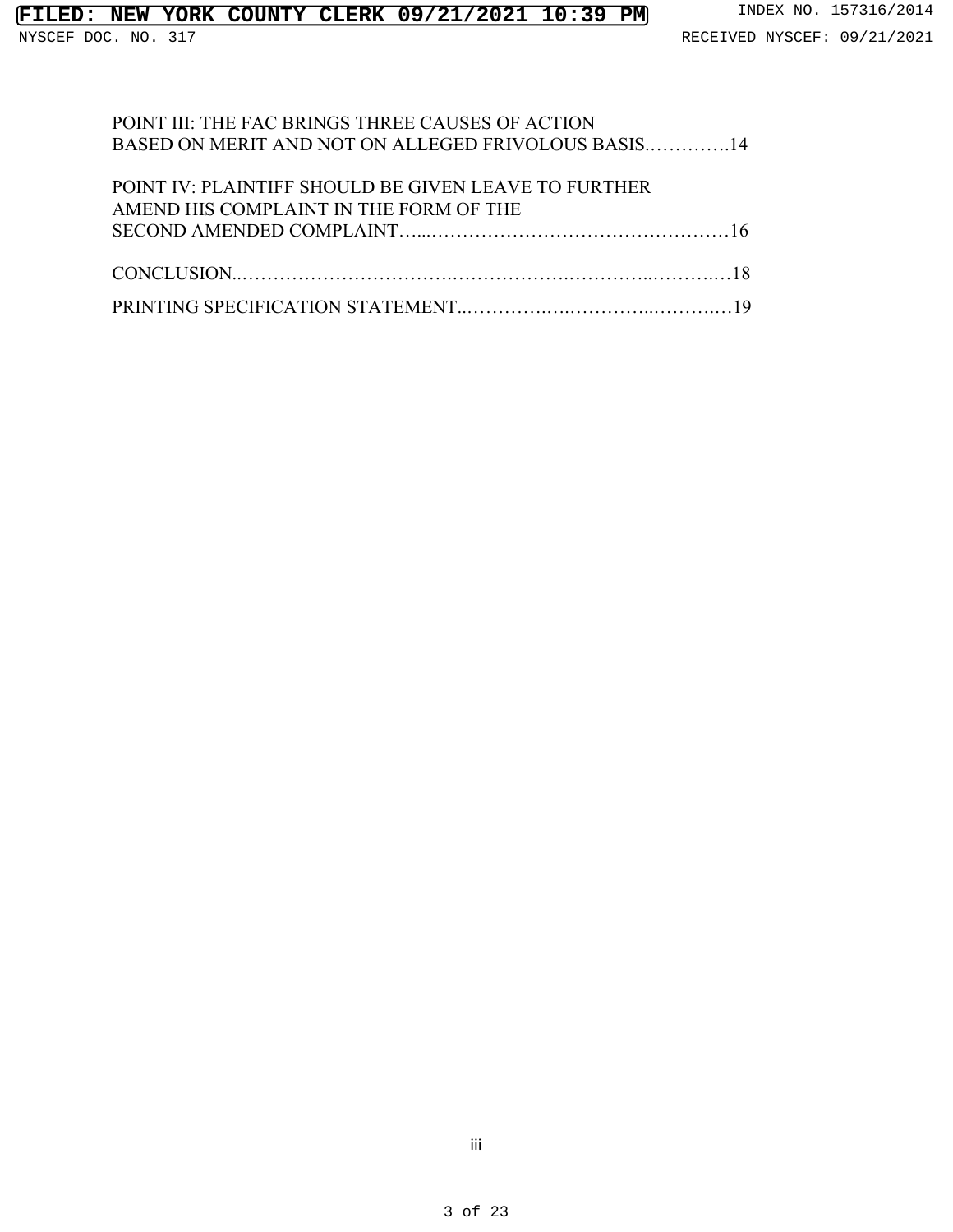POINT III: THE FAC BRINGS THREE CAUSES OF ACTION BASED ON MERIT AND NOT ON ALLEGED FRIVOLOUS BASIS.............14

POINT IV: PLAINTIFF SHOULD BE GIVEN LEAVE TO FURTHER AMEND HIS COMPLAINT IN THE FORM OF THE SECOND AMENDED COMPLAINT.............................................16

CONCLUSION..................................................................................18

PRINTING SPECIFICATION STATEMENT.............................................19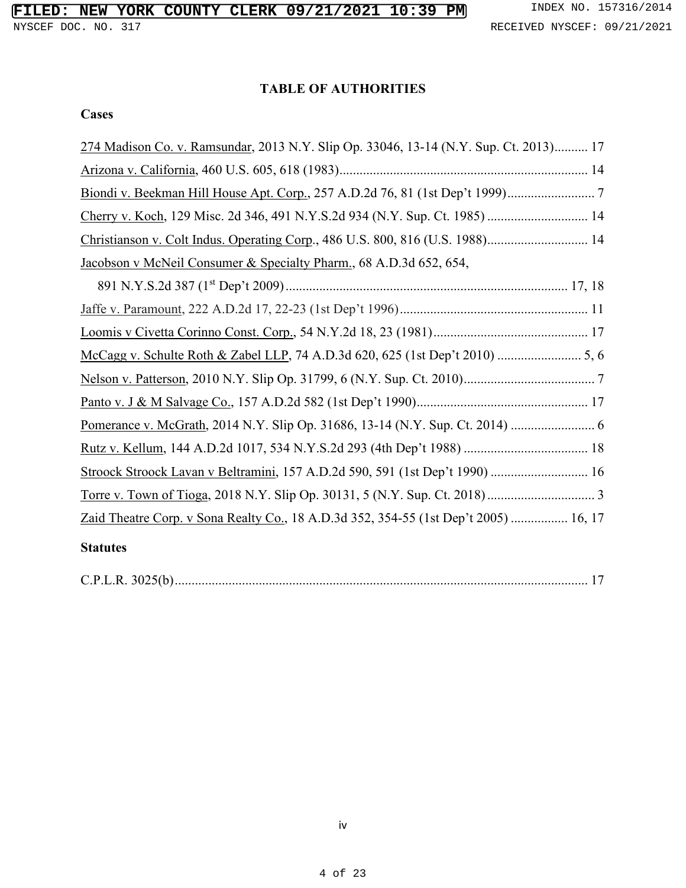## TABLE OF AUTHORITIES

### Cases

274 Madison Co. v. Ramsundar, 2013 N.Y. Slip Op. 33046, 13-14 (N.Y. Sup. Ct. 2013).......... 17

Arizona v. California, 460 U.S. 605, 618 (1983)......................................................................... 14

Biondi v. Beekman Hill House Apt. Corp., 257 A.D.2d 76, 81 (1st Dep't 1999).......................... 7

Cherry v. Koch, 129 Misc. 2d 346, 491 N.Y.S.2d 934 (N.Y. Sup. Ct. 1985) .............................. 14

Christianson v. Colt Indus. Operating Corp., 486 U.S. 800, 816 (U.S. 1988).............................. 14

Jacobson v McNeil Consumer & Specialty Pharm., 68 A.D.3d 652, 654,
891 N.Y.S.2d 387 (1st Dep't 2009)................................................................................... 17, 18

Jaffe v. Paramount, 222 A.D.2d 17, 22-23 (1st Dep't 1996)........................................................ 11

Loomis v Civetta Corinno Const. Corp., 54 N.Y.2d 18, 23 (1981).............................................. 17

McCagg v. Schulte Roth & Zabel LLP, 74 A.D.3d 620, 625 (1st Dep't 2010) ......................... 5, 6

Nelson v. Patterson, 2010 N.Y. Slip Op. 31799, 6 (N.Y. Sup. Ct. 2010)....................................... 7

Panto v. J & M Salvage Co., 157 A.D.2d 582 (1st Dep't 1990)................................................... 17

Pomerance v. McGrath, 2014 N.Y. Slip Op. 31686, 13-14 (N.Y. Sup. Ct. 2014) ......................... 6

Rutz v. Kellum, 144 A.D.2d 1017, 534 N.Y.S.2d 293 (4th Dep't 1988) ..................................... 18

Stroock Stroock Lavan v Beltramini, 157 A.D.2d 590, 591 (1st Dep't 1990) ............................. 16

Torre v. Town of Tioga, 2018 N.Y. Slip Op. 30131, 5 (N.Y. Sup. Ct. 2018)................................ 3

Zaid Theatre Corp. v Sona Realty Co., 18 A.D.3d 352, 354-55 (1st Dep't 2005) ................. 16, 17

### Statutes

C.P.L.R. 3025(b)........................................................................................................................... 17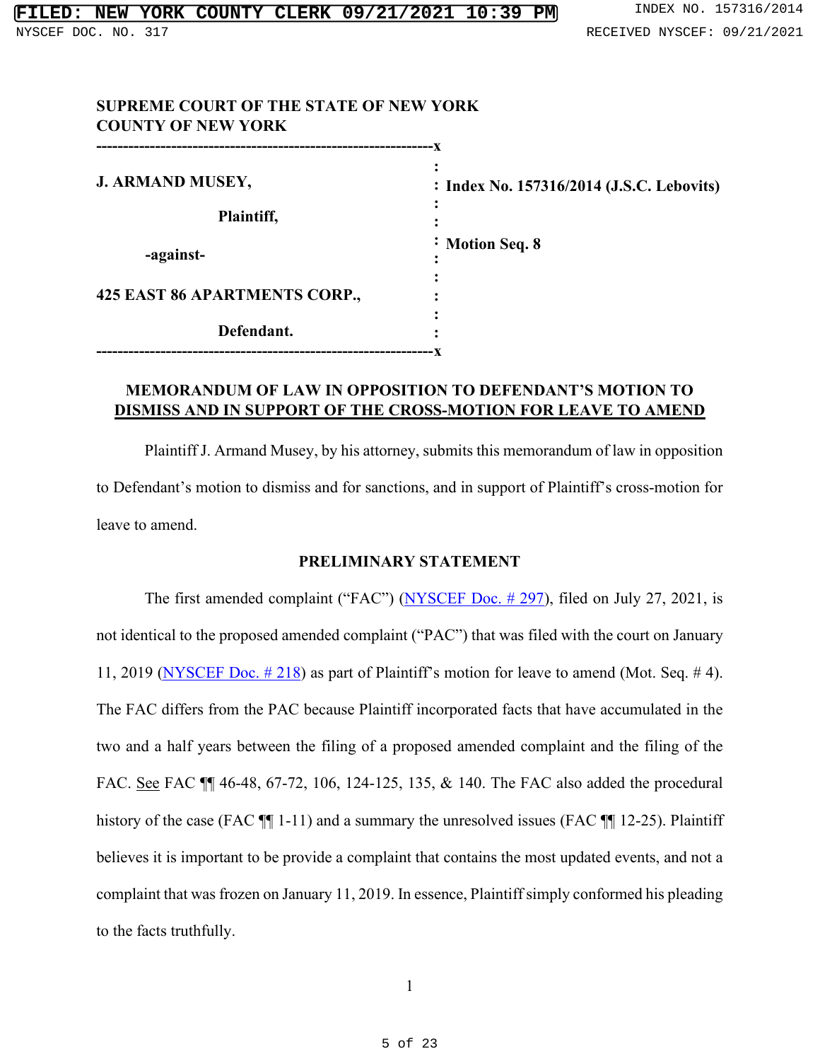**SUPREME COURT OF THE STATE OF NEW YORK**
**COUNTY OF NEW YORK**

| | |
|---|---|
| **J. ARMAND MUSEY,** | **Index No. 157316/2014 (J.S.C. Lebovits)** |
| **Plaintiff,** | |
| **-against-** | **Motion Seq. 8** |
| **425 EAST 86 APARTMENTS CORP.,** | |
| **Defendant.** | |

## MEMORANDUM OF LAW IN OPPOSITION TO DEFENDANT'S MOTION TO DISMISS AND IN SUPPORT OF THE CROSS-MOTION FOR LEAVE TO AMEND

Plaintiff J. Armand Musey, by his attorney, submits this memorandum of law in opposition to Defendant's motion to dismiss and for sanctions, and in support of Plaintiff's cross-motion for leave to amend.

## PRELIMINARY STATEMENT

The first amended complaint ("FAC") (NYSCEF Doc. # 297), filed on July 27, 2021, is not identical to the proposed amended complaint ("PAC") that was filed with the court on January 11, 2019 (NYSCEF Doc. # 218) as part of Plaintiff's motion for leave to amend (Mot. Seq. # 4). The FAC differs from the PAC because Plaintiff incorporated facts that have accumulated in the two and a half years between the filing of a proposed amended complaint and the filing of the FAC. See FAC ¶¶ 46-48, 67-72, 106, 124-125, 135, & 140. The FAC also added the procedural history of the case (FAC ¶¶ 1-11) and a summary the unresolved issues (FAC ¶¶ 12-25). Plaintiff believes it is important to be provide a complaint that contains the most updated events, and not a complaint that was frozen on January 11, 2019. In essence, Plaintiff simply conformed his pleading to the facts truthfully.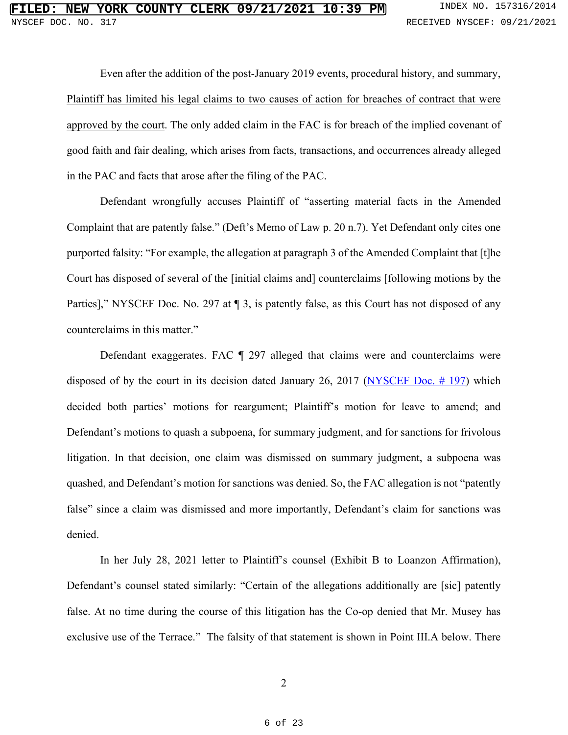Even after the addition of the post-January 2019 events, procedural history, and summary, <u>Plaintiff has limited his legal claims to two causes of action for breaches of contract that were approved by the court</u>. The only added claim in the FAC is for breach of the implied covenant of good faith and fair dealing, which arises from facts, transactions, and occurrences already alleged in the PAC and facts that arose after the filing of the PAC.

Defendant wrongfully accuses Plaintiff of "asserting material facts in the Amended Complaint that are patently false." (Deft's Memo of Law p. 20 n.7). Yet Defendant only cites one purported falsity: "For example, the allegation at paragraph 3 of the Amended Complaint that [t]he Court has disposed of several of the [initial claims and] counterclaims [following motions by the Parties]," NYSCEF Doc. No. 297 at ¶ 3, is patently false, as this Court has not disposed of any counterclaims in this matter."

Defendant exaggerates. FAC ¶ 297 alleged that claims were and counterclaims were disposed of by the court in its decision dated January 26, 2017 (NYSCEF Doc. # 197) which decided both parties' motions for reargument; Plaintiff's motion for leave to amend; and Defendant's motions to quash a subpoena, for summary judgment, and for sanctions for frivolous litigation. In that decision, one claim was dismissed on summary judgment, a subpoena was quashed, and Defendant's motion for sanctions was denied. So, the FAC allegation is not "patently false" since a claim was dismissed and more importantly, Defendant's claim for sanctions was denied.

In her July 28, 2021 letter to Plaintiff's counsel (Exhibit B to Loanzon Affirmation), Defendant's counsel stated similarly: "Certain of the allegations additionally are [sic] patently false. At no time during the course of this litigation has the Co-op denied that Mr. Musey has exclusive use of the Terrace." The falsity of that statement is shown in Point III.A below. There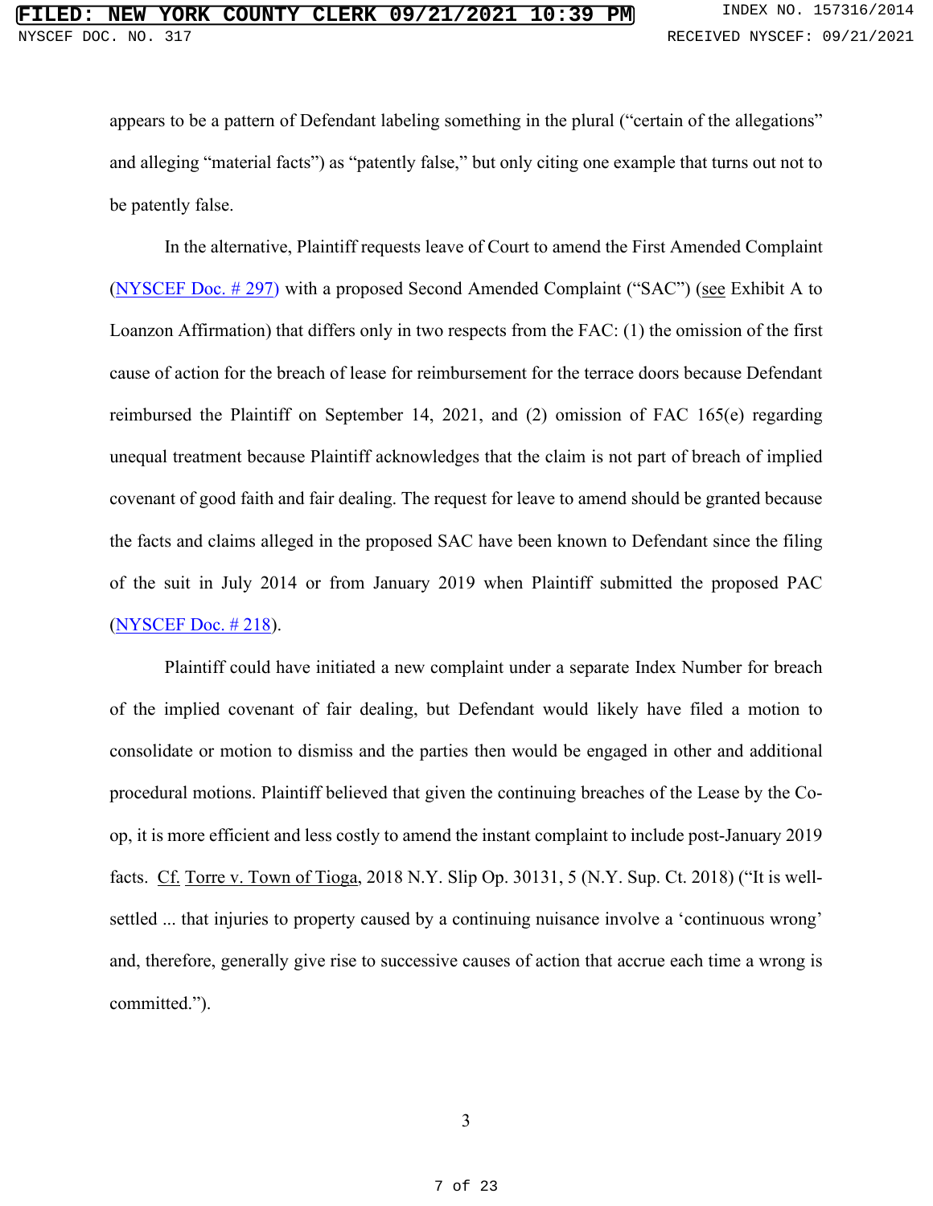appears to be a pattern of Defendant labeling something in the plural ("certain of the allegations" and alleging "material facts") as "patently false," but only citing one example that turns out not to be patently false.

In the alternative, Plaintiff requests leave of Court to amend the First Amended Complaint (NYSCEF Doc. # 297) with a proposed Second Amended Complaint ("SAC") (see Exhibit A to Loanzon Affirmation) that differs only in two respects from the FAC: (1) the omission of the first cause of action for the breach of lease for reimbursement for the terrace doors because Defendant reimbursed the Plaintiff on September 14, 2021, and (2) omission of FAC 165(e) regarding unequal treatment because Plaintiff acknowledges that the claim is not part of breach of implied covenant of good faith and fair dealing. The request for leave to amend should be granted because the facts and claims alleged in the proposed SAC have been known to Defendant since the filing of the suit in July 2014 or from January 2019 when Plaintiff submitted the proposed PAC (NYSCEF Doc. # 218).

Plaintiff could have initiated a new complaint under a separate Index Number for breach of the implied covenant of fair dealing, but Defendant would likely have filed a motion to consolidate or motion to dismiss and the parties then would be engaged in other and additional procedural motions. Plaintiff believed that given the continuing breaches of the Lease by the Co-op, it is more efficient and less costly to amend the instant complaint to include post-January 2019 facts. Cf. Torre v. Town of Tioga, 2018 N.Y. Slip Op. 30131, 5 (N.Y. Sup. Ct. 2018) ("It is well-settled ... that injuries to property caused by a continuing nuisance involve a 'continuous wrong' and, therefore, generally give rise to successive causes of action that accrue each time a wrong is committed.").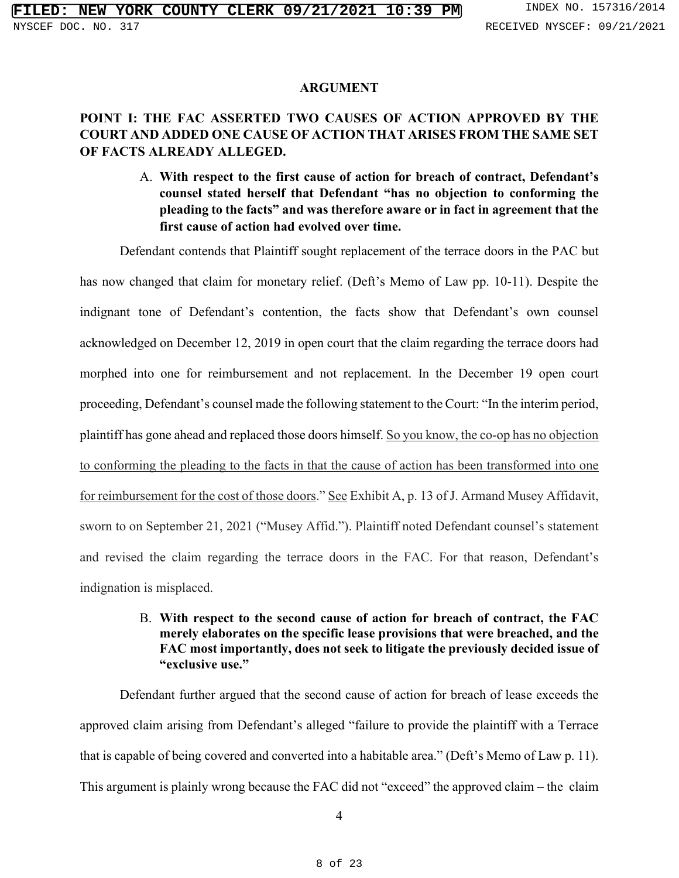## ARGUMENT

### POINT I: THE FAC ASSERTED TWO CAUSES OF ACTION APPROVED BY THE COURT AND ADDED ONE CAUSE OF ACTION THAT ARISES FROM THE SAME SET OF FACTS ALREADY ALLEGED.

A. **With respect to the first cause of action for breach of contract, Defendant's counsel stated herself that Defendant "has no objection to conforming the pleading to the facts" and was therefore aware or in fact in agreement that the first cause of action had evolved over time.**

Defendant contends that Plaintiff sought replacement of the terrace doors in the PAC but has now changed that claim for monetary relief. (Deft's Memo of Law pp. 10-11). Despite the indignant tone of Defendant's contention, the facts show that Defendant's own counsel acknowledged on December 12, 2019 in open court that the claim regarding the terrace doors had morphed into one for reimbursement and not replacement. In the December 19 open court proceeding, Defendant's counsel made the following statement to the Court: "In the interim period, plaintiff has gone ahead and replaced those doors himself. <u>So you know, the co-op has no objection to conforming the pleading to the facts in that the cause of action has been transformed into one for reimbursement for the cost of those doors</u>." <u>See</u> Exhibit A, p. 13 of J. Armand Musey Affidavit, sworn to on September 21, 2021 ("Musey Affid."). Plaintiff noted Defendant counsel's statement and revised the claim regarding the terrace doors in the FAC. For that reason, Defendant's indignation is misplaced.

B. **With respect to the second cause of action for breach of contract, the FAC merely elaborates on the specific lease provisions that were breached, and the FAC most importantly, does not seek to litigate the previously decided issue of "exclusive use."**

Defendant further argued that the second cause of action for breach of lease exceeds the approved claim arising from Defendant's alleged "failure to provide the plaintiff with a Terrace that is capable of being covered and converted into a habitable area." (Deft's Memo of Law p. 11). This argument is plainly wrong because the FAC did not "exceed" the approved claim – the claim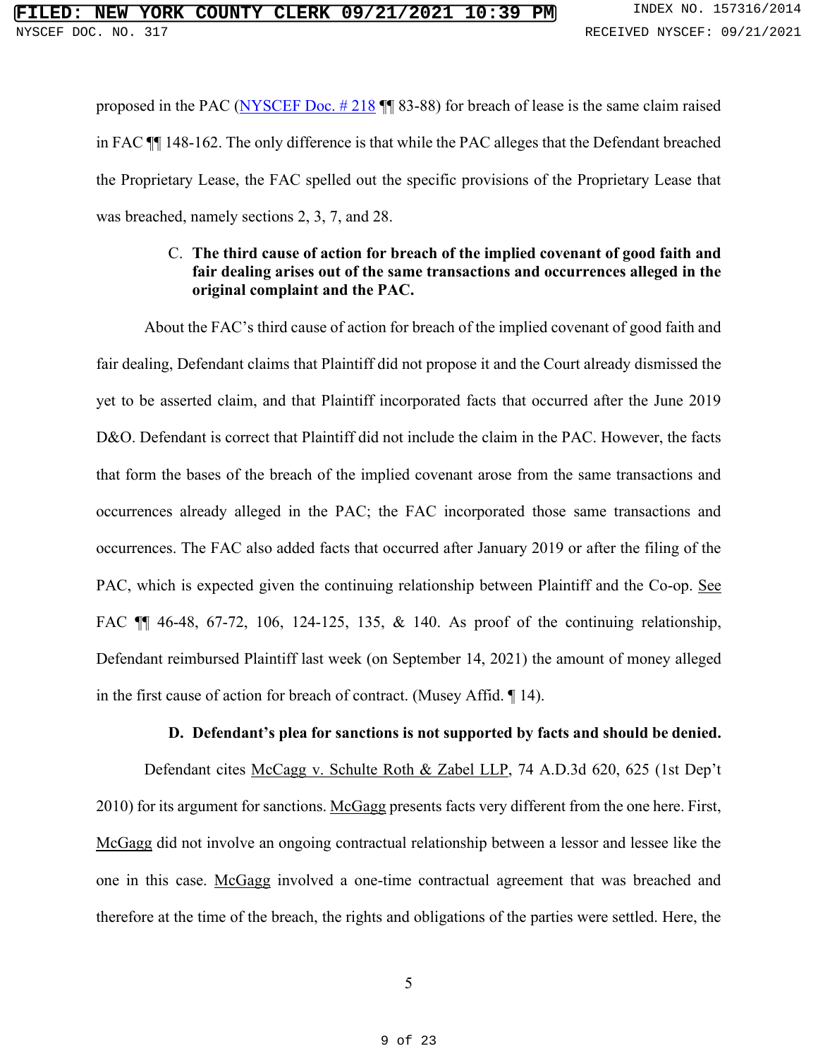proposed in the PAC ([NYSCEF Doc. # 218]() ¶¶ 83-88) for breach of lease is the same claim raised in FAC ¶¶ 148-162. The only difference is that while the PAC alleges that the Defendant breached the Proprietary Lease, the FAC spelled out the specific provisions of the Proprietary Lease that was breached, namely sections 2, 3, 7, and 28.

### C. The third cause of action for breach of the implied covenant of good faith and fair dealing arises out of the same transactions and occurrences alleged in the original complaint and the PAC.

About the FAC's third cause of action for breach of the implied covenant of good faith and fair dealing, Defendant claims that Plaintiff did not propose it and the Court already dismissed the yet to be asserted claim, and that Plaintiff incorporated facts that occurred after the June 2019 D&O. Defendant is correct that Plaintiff did not include the claim in the PAC. However, the facts that form the bases of the breach of the implied covenant arose from the same transactions and occurrences already alleged in the PAC; the FAC incorporated those same transactions and occurrences. The FAC also added facts that occurred after January 2019 or after the filing of the PAC, which is expected given the continuing relationship between Plaintiff and the Co-op. See FAC ¶¶ 46-48, 67-72, 106, 124-125, 135, & 140. As proof of the continuing relationship, Defendant reimbursed Plaintiff last week (on September 14, 2021) the amount of money alleged in the first cause of action for breach of contract. (Musey Affid. ¶ 14).

### D. Defendant's plea for sanctions is not supported by facts and should be denied.

Defendant cites McCagg v. Schulte Roth & Zabel LLP, 74 A.D.3d 620, 625 (1st Dep't 2010) for its argument for sanctions. McGagg presents facts very different from the one here. First, McGagg did not involve an ongoing contractual relationship between a lessor and lessee like the one in this case. McGagg involved a one-time contractual agreement that was breached and therefore at the time of the breach, the rights and obligations of the parties were settled. Here, the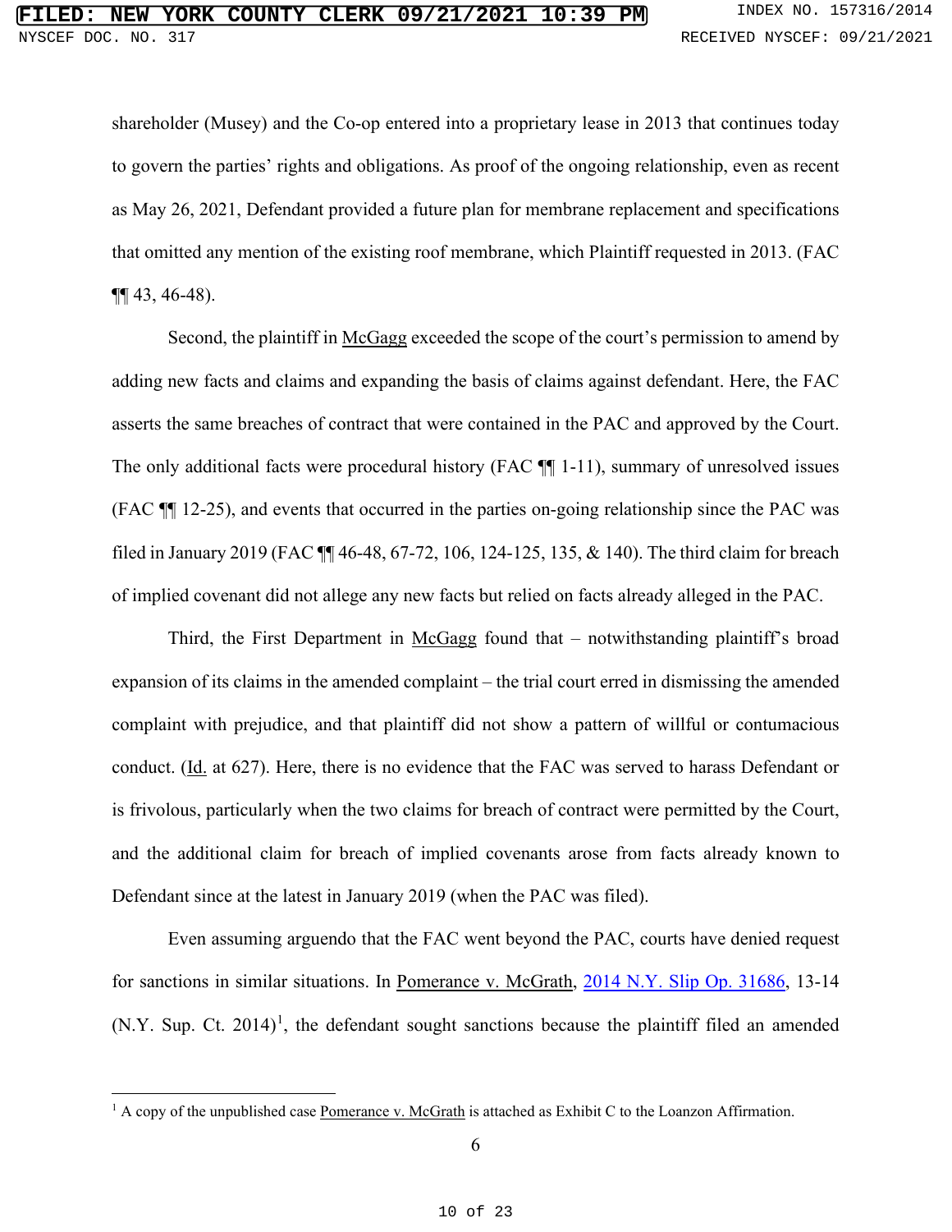shareholder (Musey) and the Co-op entered into a proprietary lease in 2013 that continues today to govern the parties' rights and obligations. As proof of the ongoing relationship, even as recent as May 26, 2021, Defendant provided a future plan for membrane replacement and specifications that omitted any mention of the existing roof membrane, which Plaintiff requested in 2013. (FAC ¶¶ 43, 46-48).

Second, the plaintiff in McGagg exceeded the scope of the court's permission to amend by adding new facts and claims and expanding the basis of claims against defendant. Here, the FAC asserts the same breaches of contract that were contained in the PAC and approved by the Court. The only additional facts were procedural history (FAC ¶¶ 1-11), summary of unresolved issues (FAC ¶¶ 12-25), and events that occurred in the parties on-going relationship since the PAC was filed in January 2019 (FAC ¶¶ 46-48, 67-72, 106, 124-125, 135, & 140). The third claim for breach of implied covenant did not allege any new facts but relied on facts already alleged in the PAC.

Third, the First Department in McGagg found that – notwithstanding plaintiff's broad expansion of its claims in the amended complaint – the trial court erred in dismissing the amended complaint with prejudice, and that plaintiff did not show a pattern of willful or contumacious conduct. (Id. at 627). Here, there is no evidence that the FAC was served to harass Defendant or is frivolous, particularly when the two claims for breach of contract were permitted by the Court, and the additional claim for breach of implied covenants arose from facts already known to Defendant since at the latest in January 2019 (when the PAC was filed).

Even assuming arguendo that the FAC went beyond the PAC, courts have denied request for sanctions in similar situations. In Pomerance v. McGrath, 2014 N.Y. Slip Op. 31686, 13-14 (N.Y. Sup. Ct. 2014)[1], the defendant sought sanctions because the plaintiff filed an amended

---

[1] A copy of the unpublished case Pomerance v. McGrath is attached as Exhibit C to the Loanzon Affirmation.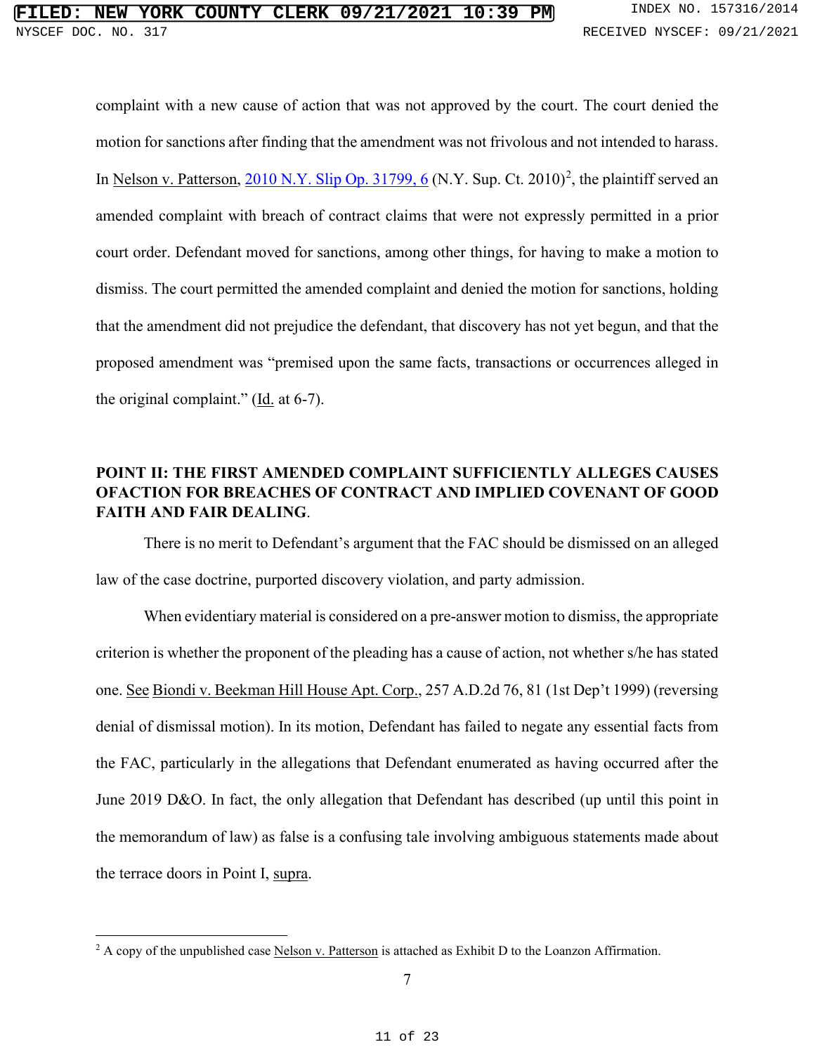complaint with a new cause of action that was not approved by the court. The court denied the motion for sanctions after finding that the amendment was not frivolous and not intended to harass. In Nelson v. Patterson, 2010 N.Y. Slip Op. 31799, 6 (N.Y. Sup. Ct. 2010)[2], the plaintiff served an amended complaint with breach of contract claims that were not expressly permitted in a prior court order. Defendant moved for sanctions, among other things, for having to make a motion to dismiss. The court permitted the amended complaint and denied the motion for sanctions, holding that the amendment did not prejudice the defendant, that discovery has not yet begun, and that the proposed amendment was "premised upon the same facts, transactions or occurrences alleged in the original complaint." (Id. at 6-7).

**POINT II: THE FIRST AMENDED COMPLAINT SUFFICIENTLY ALLEGES CAUSES OFACTION FOR BREACHES OF CONTRACT AND IMPLIED COVENANT OF GOOD FAITH AND FAIR DEALING.**

There is no merit to Defendant's argument that the FAC should be dismissed on an alleged law of the case doctrine, purported discovery violation, and party admission.

When evidentiary material is considered on a pre-answer motion to dismiss, the appropriate criterion is whether the proponent of the pleading has a cause of action, not whether s/he has stated one. See Biondi v. Beekman Hill House Apt. Corp., 257 A.D.2d 76, 81 (1st Dep't 1999) (reversing denial of dismissal motion). In its motion, Defendant has failed to negate any essential facts from the FAC, particularly in the allegations that Defendant enumerated as having occurred after the June 2019 D&O. In fact, the only allegation that Defendant has described (up until this point in the memorandum of law) as false is a confusing tale involving ambiguous statements made about the terrace doors in Point I, supra.

---

[2] A copy of the unpublished case Nelson v. Patterson is attached as Exhibit D to the Loanzon Affirmation.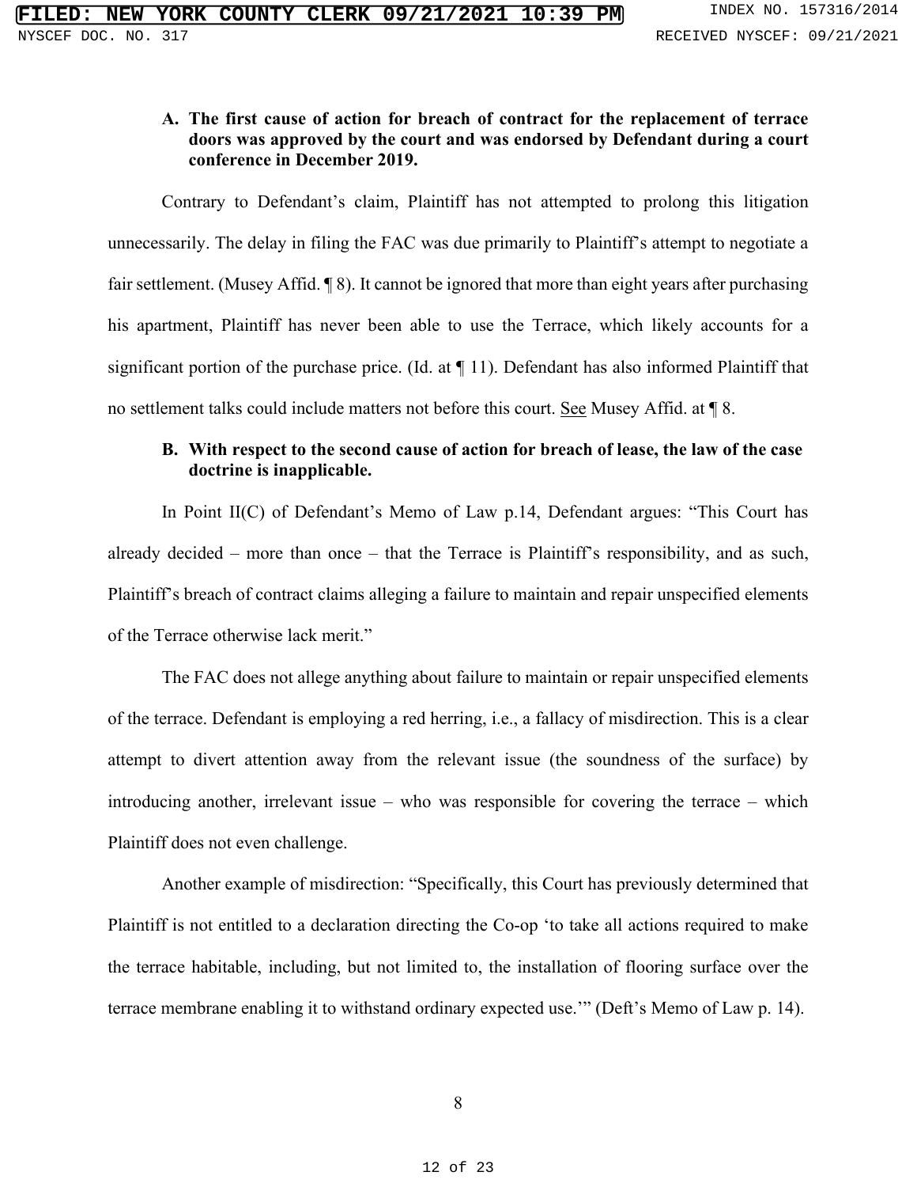**A. The first cause of action for breach of contract for the replacement of terrace doors was approved by the court and was endorsed by Defendant during a court conference in December 2019.**

Contrary to Defendant's claim, Plaintiff has not attempted to prolong this litigation unnecessarily. The delay in filing the FAC was due primarily to Plaintiff's attempt to negotiate a fair settlement. (Musey Affid. ¶ 8). It cannot be ignored that more than eight years after purchasing his apartment, Plaintiff has never been able to use the Terrace, which likely accounts for a significant portion of the purchase price. (Id. at ¶ 11). Defendant has also informed Plaintiff that no settlement talks could include matters not before this court. See Musey Affid. at ¶ 8.

**B. With respect to the second cause of action for breach of lease, the law of the case doctrine is inapplicable.**

In Point II(C) of Defendant's Memo of Law p.14, Defendant argues: "This Court has already decided – more than once – that the Terrace is Plaintiff's responsibility, and as such, Plaintiff's breach of contract claims alleging a failure to maintain and repair unspecified elements of the Terrace otherwise lack merit."

The FAC does not allege anything about failure to maintain or repair unspecified elements of the terrace. Defendant is employing a red herring, i.e., a fallacy of misdirection. This is a clear attempt to divert attention away from the relevant issue (the soundness of the surface) by introducing another, irrelevant issue – who was responsible for covering the terrace – which Plaintiff does not even challenge.

Another example of misdirection: "Specifically, this Court has previously determined that Plaintiff is not entitled to a declaration directing the Co-op 'to take all actions required to make the terrace habitable, including, but not limited to, the installation of flooring surface over the terrace membrane enabling it to withstand ordinary expected use.'" (Deft's Memo of Law p. 14).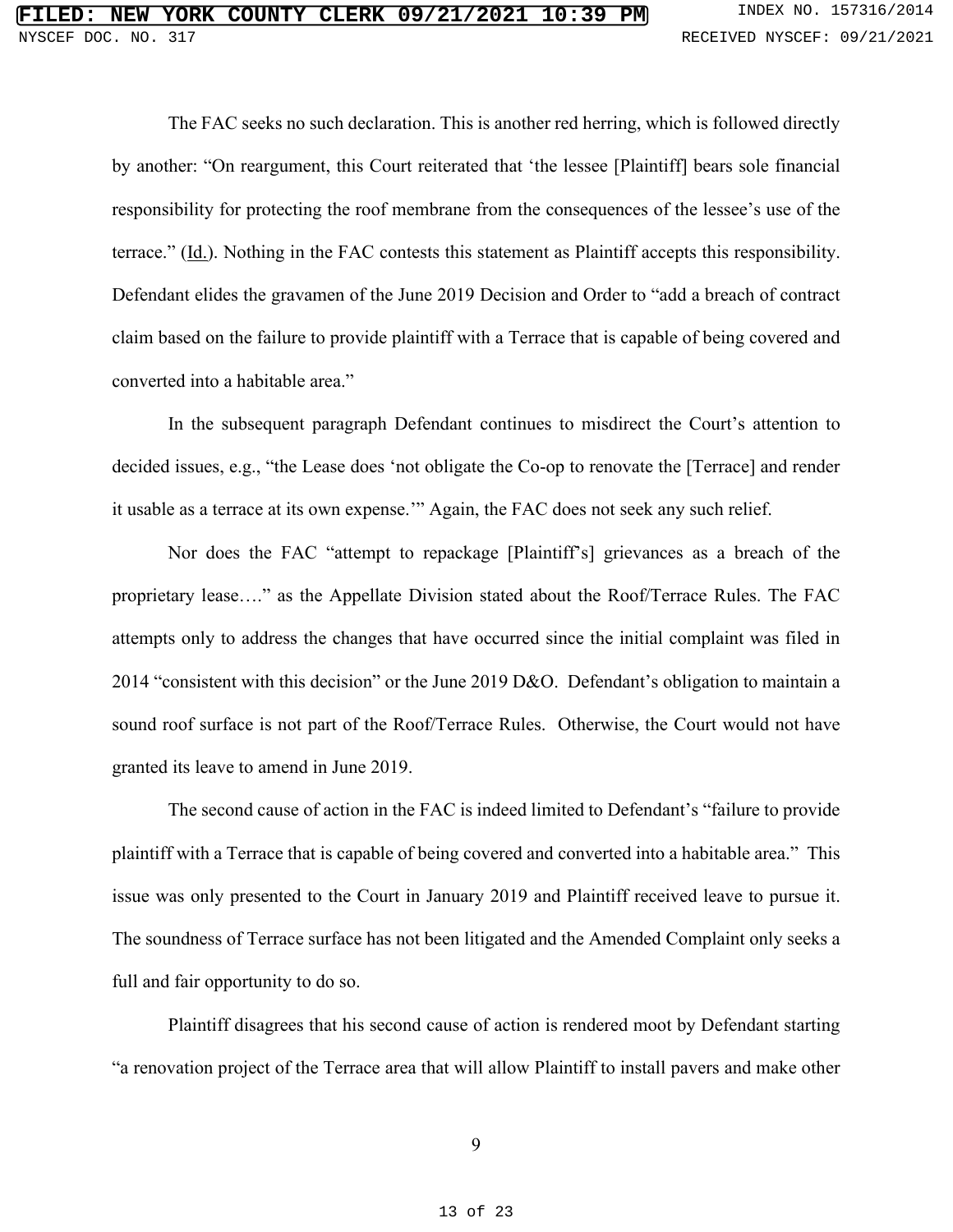The FAC seeks no such declaration. This is another red herring, which is followed directly by another: "On reargument, this Court reiterated that 'the lessee [Plaintiff] bears sole financial responsibility for protecting the roof membrane from the consequences of the lessee's use of the terrace." (Id.). Nothing in the FAC contests this statement as Plaintiff accepts this responsibility. Defendant elides the gravamen of the June 2019 Decision and Order to "add a breach of contract claim based on the failure to provide plaintiff with a Terrace that is capable of being covered and converted into a habitable area."

In the subsequent paragraph Defendant continues to misdirect the Court's attention to decided issues, e.g., "the Lease does 'not obligate the Co-op to renovate the [Terrace] and render it usable as a terrace at its own expense.'" Again, the FAC does not seek any such relief.

Nor does the FAC "attempt to repackage [Plaintiff's] grievances as a breach of the proprietary lease…." as the Appellate Division stated about the Roof/Terrace Rules. The FAC attempts only to address the changes that have occurred since the initial complaint was filed in 2014 "consistent with this decision" or the June 2019 D&O. Defendant's obligation to maintain a sound roof surface is not part of the Roof/Terrace Rules. Otherwise, the Court would not have granted its leave to amend in June 2019.

The second cause of action in the FAC is indeed limited to Defendant's "failure to provide plaintiff with a Terrace that is capable of being covered and converted into a habitable area." This issue was only presented to the Court in January 2019 and Plaintiff received leave to pursue it. The soundness of Terrace surface has not been litigated and the Amended Complaint only seeks a full and fair opportunity to do so.

Plaintiff disagrees that his second cause of action is rendered moot by Defendant starting "a renovation project of the Terrace area that will allow Plaintiff to install pavers and make other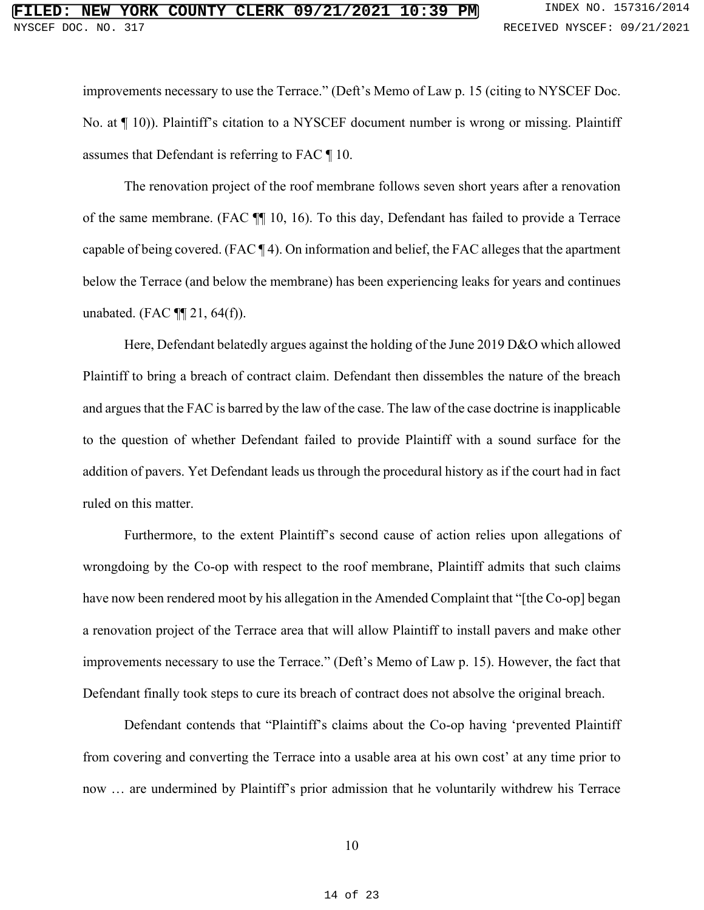improvements necessary to use the Terrace." (Deft's Memo of Law p. 15 (citing to NYSCEF Doc. No. at ¶ 10)). Plaintiff's citation to a NYSCEF document number is wrong or missing. Plaintiff assumes that Defendant is referring to FAC ¶ 10.

The renovation project of the roof membrane follows seven short years after a renovation of the same membrane. (FAC ¶¶ 10, 16). To this day, Defendant has failed to provide a Terrace capable of being covered. (FAC ¶ 4). On information and belief, the FAC alleges that the apartment below the Terrace (and below the membrane) has been experiencing leaks for years and continues unabated. (FAC ¶¶ 21, 64(f)).

Here, Defendant belatedly argues against the holding of the June 2019 D&O which allowed Plaintiff to bring a breach of contract claim. Defendant then dissembles the nature of the breach and argues that the FAC is barred by the law of the case. The law of the case doctrine is inapplicable to the question of whether Defendant failed to provide Plaintiff with a sound surface for the addition of pavers. Yet Defendant leads us through the procedural history as if the court had in fact ruled on this matter.

Furthermore, to the extent Plaintiff's second cause of action relies upon allegations of wrongdoing by the Co-op with respect to the roof membrane, Plaintiff admits that such claims have now been rendered moot by his allegation in the Amended Complaint that "[the Co-op] began a renovation project of the Terrace area that will allow Plaintiff to install pavers and make other improvements necessary to use the Terrace." (Deft's Memo of Law p. 15). However, the fact that Defendant finally took steps to cure its breach of contract does not absolve the original breach.

Defendant contends that "Plaintiff's claims about the Co-op having 'prevented Plaintiff from covering and converting the Terrace into a usable area at his own cost' at any time prior to now … are undermined by Plaintiff's prior admission that he voluntarily withdrew his Terrace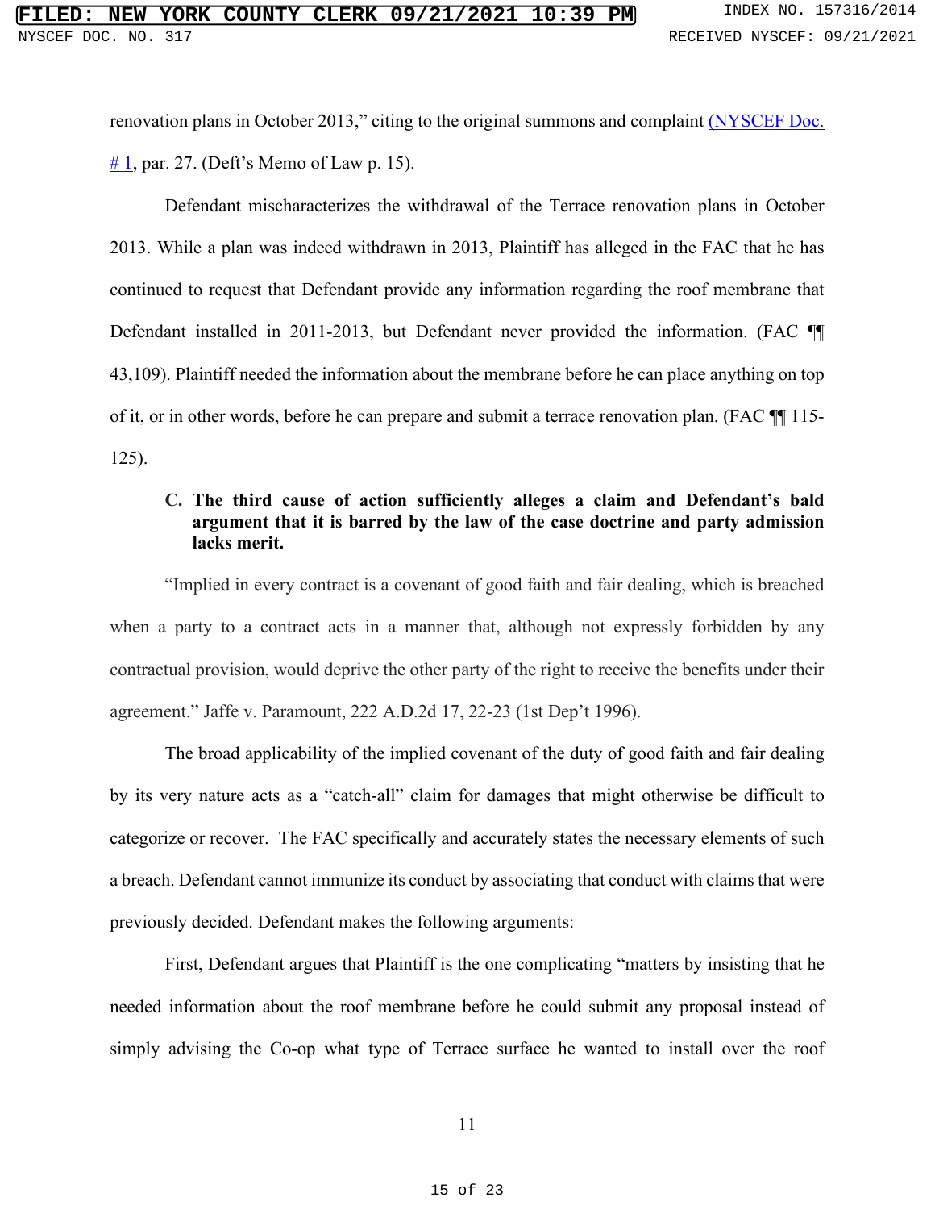renovation plans in October 2013," citing to the original summons and complaint (NYSCEF Doc. # 1, par. 27. (Deft's Memo of Law p. 15).

Defendant mischaracterizes the withdrawal of the Terrace renovation plans in October 2013. While a plan was indeed withdrawn in 2013, Plaintiff has alleged in the FAC that he has continued to request that Defendant provide any information regarding the roof membrane that Defendant installed in 2011-2013, but Defendant never provided the information. (FAC ¶¶ 43,109). Plaintiff needed the information about the membrane before he can place anything on top of it, or in other words, before he can prepare and submit a terrace renovation plan. (FAC ¶¶ 115-125).

**C. The third cause of action sufficiently alleges a claim and Defendant's bald argument that it is barred by the law of the case doctrine and party admission lacks merit.**

"Implied in every contract is a covenant of good faith and fair dealing, which is breached when a party to a contract acts in a manner that, although not expressly forbidden by any contractual provision, would deprive the other party of the right to receive the benefits under their agreement." Jaffe v. Paramount, 222 A.D.2d 17, 22-23 (1st Dep't 1996).

The broad applicability of the implied covenant of the duty of good faith and fair dealing by its very nature acts as a "catch-all" claim for damages that might otherwise be difficult to categorize or recover. The FAC specifically and accurately states the necessary elements of such a breach. Defendant cannot immunize its conduct by associating that conduct with claims that were previously decided. Defendant makes the following arguments:

First, Defendant argues that Plaintiff is the one complicating "matters by insisting that he needed information about the roof membrane before he could submit any proposal instead of simply advising the Co-op what type of Terrace surface he wanted to install over the roof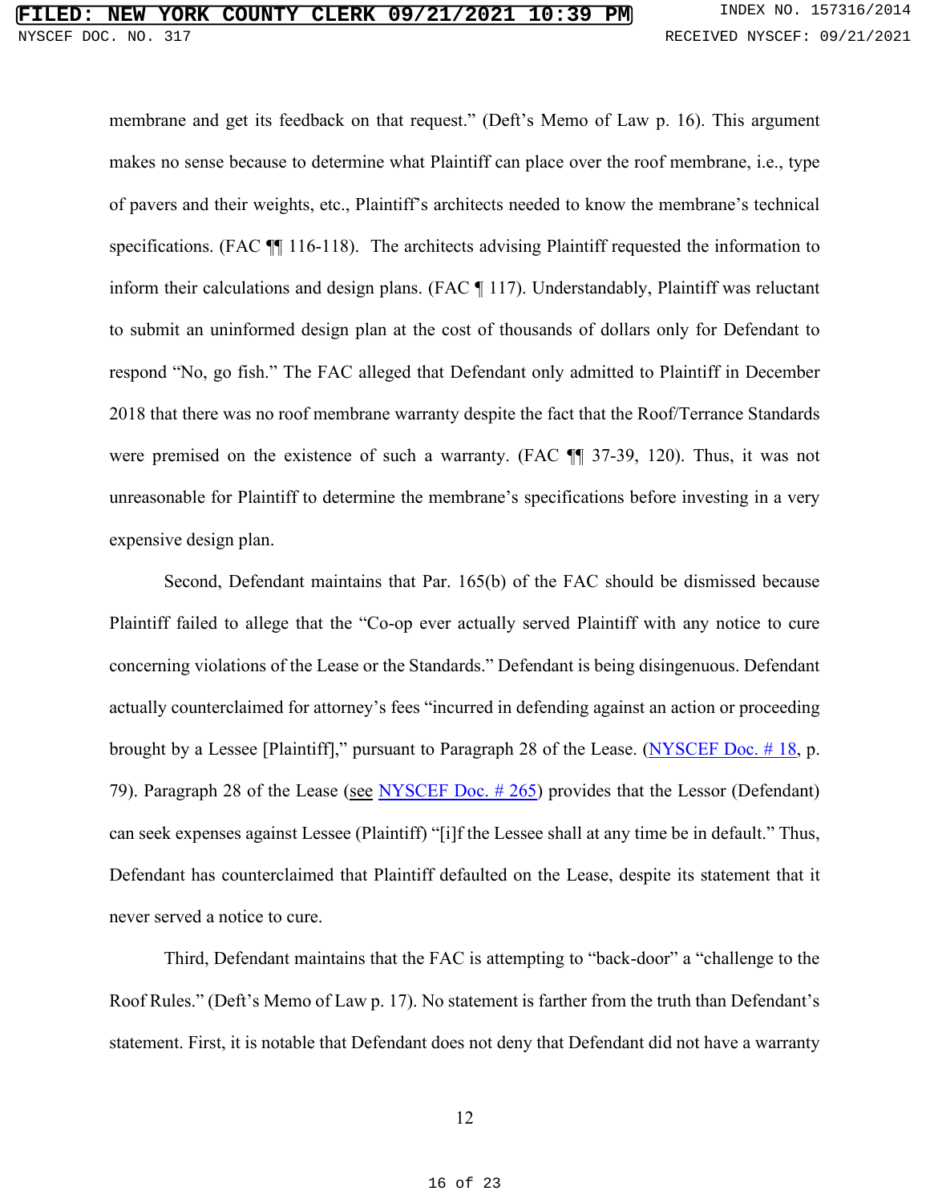membrane and get its feedback on that request." (Deft's Memo of Law p. 16). This argument makes no sense because to determine what Plaintiff can place over the roof membrane, i.e., type of pavers and their weights, etc., Plaintiff's architects needed to know the membrane's technical specifications. (FAC ¶¶ 116-118). The architects advising Plaintiff requested the information to inform their calculations and design plans. (FAC ¶ 117). Understandably, Plaintiff was reluctant to submit an uninformed design plan at the cost of thousands of dollars only for Defendant to respond "No, go fish." The FAC alleged that Defendant only admitted to Plaintiff in December 2018 that there was no roof membrane warranty despite the fact that the Roof/Terrance Standards were premised on the existence of such a warranty. (FAC ¶¶ 37-39, 120). Thus, it was not unreasonable for Plaintiff to determine the membrane's specifications before investing in a very expensive design plan.

Second, Defendant maintains that Par. 165(b) of the FAC should be dismissed because Plaintiff failed to allege that the "Co-op ever actually served Plaintiff with any notice to cure concerning violations of the Lease or the Standards." Defendant is being disingenuous. Defendant actually counterclaimed for attorney's fees "incurred in defending against an action or proceeding brought by a Lessee [Plaintiff]," pursuant to Paragraph 28 of the Lease. (NYSCEF Doc. # 18, p. 79). Paragraph 28 of the Lease (see NYSCEF Doc. # 265) provides that the Lessor (Defendant) can seek expenses against Lessee (Plaintiff) "[i]f the Lessee shall at any time be in default." Thus, Defendant has counterclaimed that Plaintiff defaulted on the Lease, despite its statement that it never served a notice to cure.

Third, Defendant maintains that the FAC is attempting to "back-door" a "challenge to the Roof Rules." (Deft's Memo of Law p. 17). No statement is farther from the truth than Defendant's statement. First, it is notable that Defendant does not deny that Defendant did not have a warranty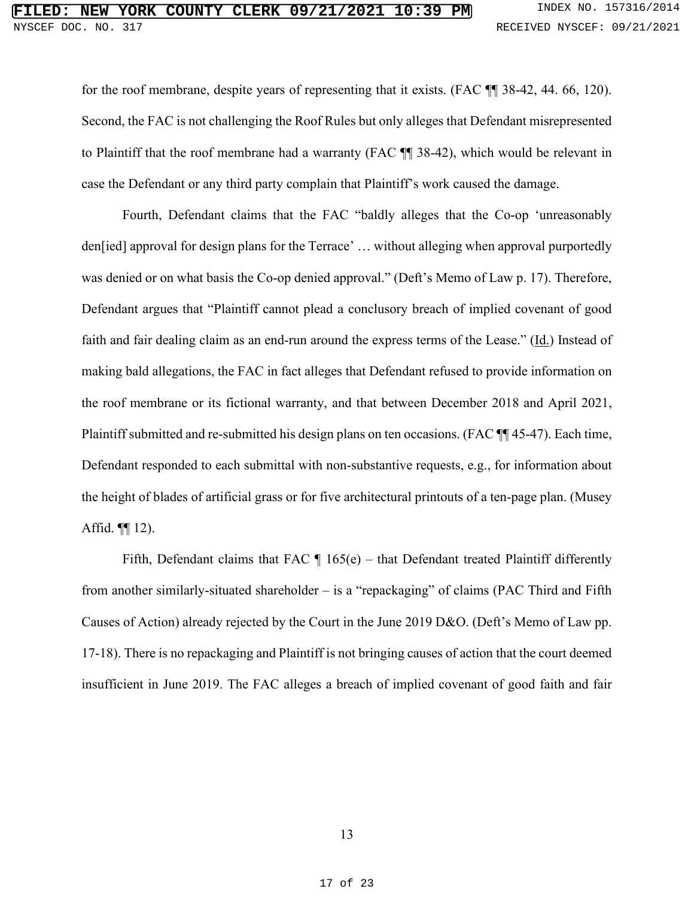for the roof membrane, despite years of representing that it exists. (FAC ¶¶ 38-42, 44. 66, 120). Second, the FAC is not challenging the Roof Rules but only alleges that Defendant misrepresented to Plaintiff that the roof membrane had a warranty (FAC ¶¶ 38-42), which would be relevant in case the Defendant or any third party complain that Plaintiff's work caused the damage.

Fourth, Defendant claims that the FAC "baldly alleges that the Co-op 'unreasonably den[ied] approval for design plans for the Terrace' … without alleging when approval purportedly was denied or on what basis the Co-op denied approval." (Deft's Memo of Law p. 17). Therefore, Defendant argues that "Plaintiff cannot plead a conclusory breach of implied covenant of good faith and fair dealing claim as an end-run around the express terms of the Lease." (Id.) Instead of making bald allegations, the FAC in fact alleges that Defendant refused to provide information on the roof membrane or its fictional warranty, and that between December 2018 and April 2021, Plaintiff submitted and re-submitted his design plans on ten occasions. (FAC ¶¶ 45-47). Each time, Defendant responded to each submittal with non-substantive requests, e.g., for information about the height of blades of artificial grass or for five architectural printouts of a ten-page plan. (Musey Affid. ¶¶ 12).

Fifth, Defendant claims that FAC ¶ 165(e) – that Defendant treated Plaintiff differently from another similarly-situated shareholder – is a "repackaging" of claims (PAC Third and Fifth Causes of Action) already rejected by the Court in the June 2019 D&O. (Deft's Memo of Law pp. 17-18). There is no repackaging and Plaintiff is not bringing causes of action that the court deemed insufficient in June 2019. The FAC alleges a breach of implied covenant of good faith and fair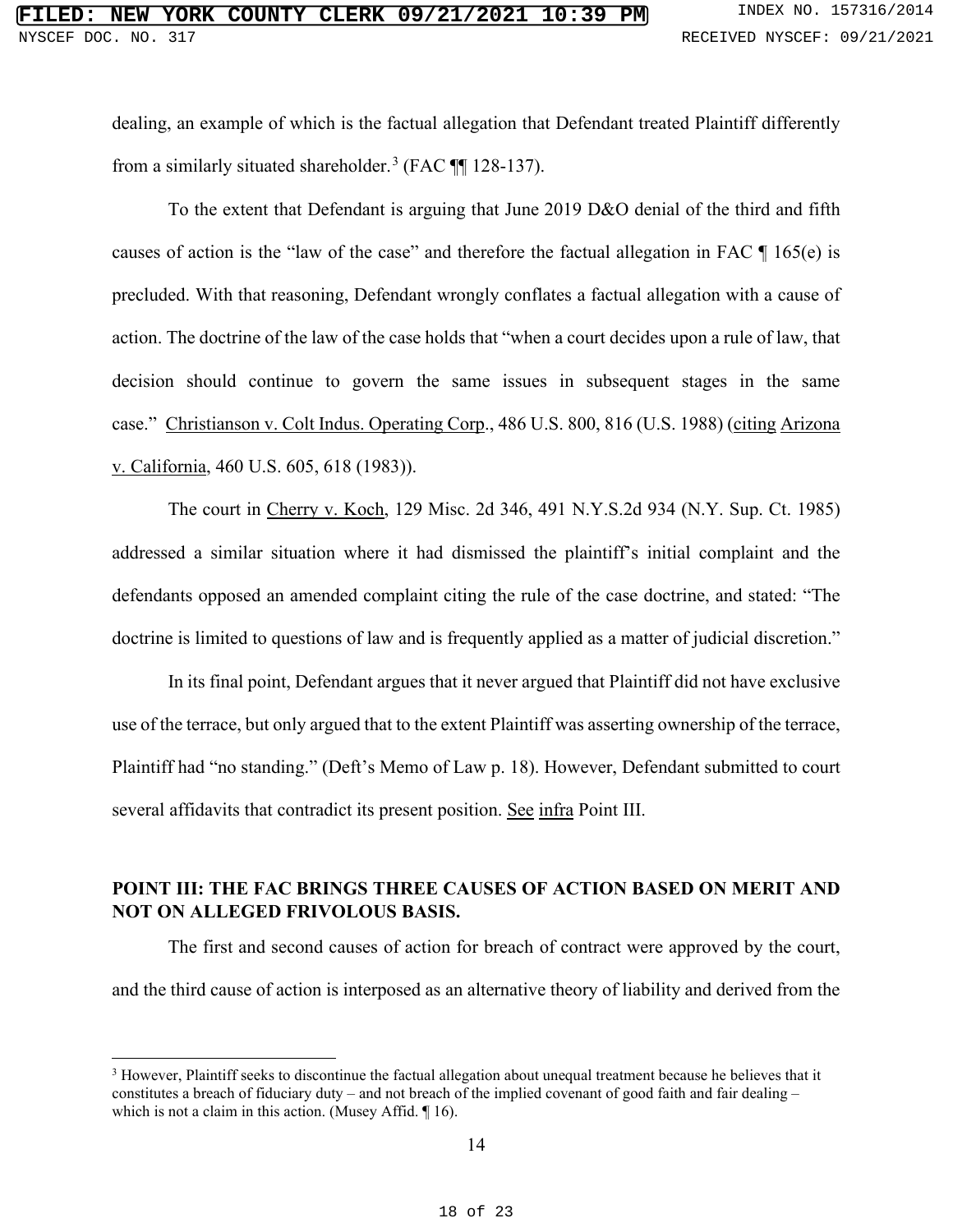dealing, an example of which is the factual allegation that Defendant treated Plaintiff differently from a similarly situated shareholder.[3] (FAC ¶¶ 128-137).

To the extent that Defendant is arguing that June 2019 D&O denial of the third and fifth causes of action is the "law of the case" and therefore the factual allegation in FAC ¶ 165(e) is precluded. With that reasoning, Defendant wrongly conflates a factual allegation with a cause of action. The doctrine of the law of the case holds that "when a court decides upon a rule of law, that decision should continue to govern the same issues in subsequent stages in the same case." Christianson v. Colt Indus. Operating Corp., 486 U.S. 800, 816 (U.S. 1988) (citing Arizona v. California, 460 U.S. 605, 618 (1983)).

The court in Cherry v. Koch, 129 Misc. 2d 346, 491 N.Y.S.2d 934 (N.Y. Sup. Ct. 1985) addressed a similar situation where it had dismissed the plaintiff's initial complaint and the defendants opposed an amended complaint citing the rule of the case doctrine, and stated: "The doctrine is limited to questions of law and is frequently applied as a matter of judicial discretion."

In its final point, Defendant argues that it never argued that Plaintiff did not have exclusive use of the terrace, but only argued that to the extent Plaintiff was asserting ownership of the terrace, Plaintiff had "no standing." (Deft's Memo of Law p. 18). However, Defendant submitted to court several affidavits that contradict its present position. See infra Point III.

**POINT III: THE FAC BRINGS THREE CAUSES OF ACTION BASED ON MERIT AND NOT ON ALLEGED FRIVOLOUS BASIS.**

The first and second causes of action for breach of contract were approved by the court, and the third cause of action is interposed as an alternative theory of liability and derived from the

---

[3] However, Plaintiff seeks to discontinue the factual allegation about unequal treatment because he believes that it constitutes a breach of fiduciary duty – and not breach of the implied covenant of good faith and fair dealing – which is not a claim in this action. (Musey Affid. ¶ 16).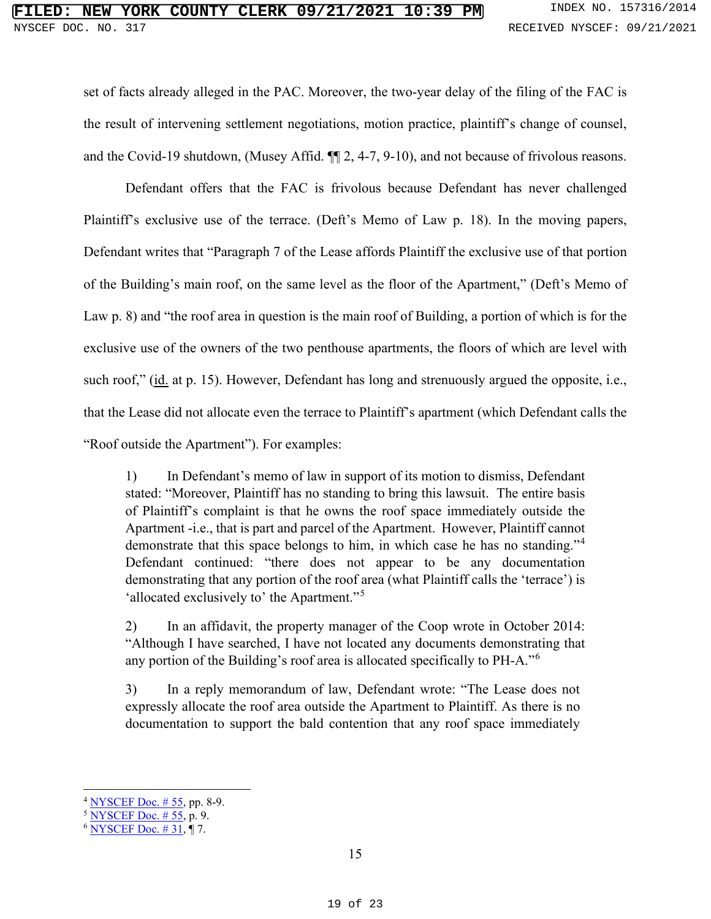set of facts already alleged in the PAC. Moreover, the two-year delay of the filing of the FAC is the result of intervening settlement negotiations, motion practice, plaintiff's change of counsel, and the Covid-19 shutdown, (Musey Affid. ¶¶ 2, 4-7, 9-10), and not because of frivolous reasons.

Defendant offers that the FAC is frivolous because Defendant has never challenged Plaintiff's exclusive use of the terrace. (Deft's Memo of Law p. 18). In the moving papers, Defendant writes that "Paragraph 7 of the Lease affords Plaintiff the exclusive use of that portion of the Building's main roof, on the same level as the floor of the Apartment," (Deft's Memo of Law p. 8) and "the roof area in question is the main roof of Building, a portion of which is for the exclusive use of the owners of the two penthouse apartments, the floors of which are level with such roof," (id. at p. 15). However, Defendant has long and strenuously argued the opposite, i.e., that the Lease did not allocate even the terrace to Plaintiff's apartment (which Defendant calls the "Roof outside the Apartment"). For examples:

> 1) In Defendant's memo of law in support of its motion to dismiss, Defendant stated: "Moreover, Plaintiff has no standing to bring this lawsuit. The entire basis of Plaintiff's complaint is that he owns the roof space immediately outside the Apartment -i.e., that is part and parcel of the Apartment. However, Plaintiff cannot demonstrate that this space belongs to him, in which case he has no standing."[4] Defendant continued: "there does not appear to be any documentation demonstrating that any portion of the roof area (what Plaintiff calls the 'terrace') is 'allocated exclusively to' the Apartment."[5]
>
> 2) In an affidavit, the property manager of the Coop wrote in October 2014: "Although I have searched, I have not located any documents demonstrating that any portion of the Building's roof area is allocated specifically to PH-A."[6]
>
> 3) In a reply memorandum of law, Defendant wrote: "The Lease does not expressly allocate the roof area outside the Apartment to Plaintiff. As there is no documentation to support the bald contention that any roof space immediately

---

[4] NYSCEF Doc. # 55, pp. 8-9.

[5] NYSCEF Doc. # 55, p. 9.

[6] NYSCEF Doc. # 31, ¶ 7.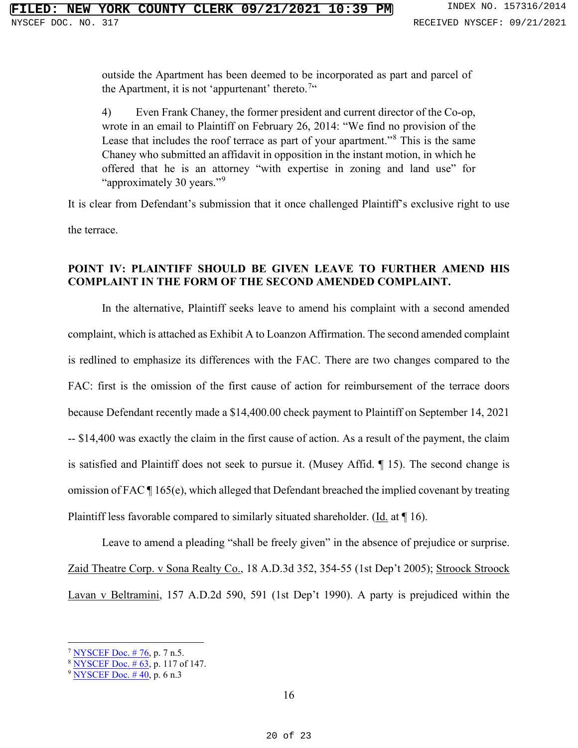outside the Apartment has been deemed to be incorporated as part and parcel of the Apartment, it is not 'appurtenant' thereto.[7]"

> 4) Even Frank Chaney, the former president and current director of the Co-op, wrote in an email to Plaintiff on February 26, 2014: "We find no provision of the Lease that includes the roof terrace as part of your apartment."[8] This is the same Chaney who submitted an affidavit in opposition in the instant motion, in which he offered that he is an attorney "with expertise in zoning and land use" for "approximately 30 years."[9]

It is clear from Defendant's submission that it once challenged Plaintiff's exclusive right to use the terrace.

## POINT IV: PLAINTIFF SHOULD BE GIVEN LEAVE TO FURTHER AMEND HIS COMPLAINT IN THE FORM OF THE SECOND AMENDED COMPLAINT.

In the alternative, Plaintiff seeks leave to amend his complaint with a second amended complaint, which is attached as Exhibit A to Loanzon Affirmation. The second amended complaint is redlined to emphasize its differences with the FAC. There are two changes compared to the FAC: first is the omission of the first cause of action for reimbursement of the terrace doors because Defendant recently made a $14,400.00 check payment to Plaintiff on September 14, 2021 -- $14,400 was exactly the claim in the first cause of action. As a result of the payment, the claim is satisfied and Plaintiff does not seek to pursue it. (Musey Affid. ¶ 15). The second change is omission of FAC ¶ 165(e), which alleged that Defendant breached the implied covenant by treating Plaintiff less favorable compared to similarly situated shareholder. (Id. at ¶ 16).

Leave to amend a pleading "shall be freely given" in the absence of prejudice or surprise. Zaid Theatre Corp. v Sona Realty Co., 18 A.D.3d 352, 354-55 (1st Dep't 2005); Stroock Stroock Lavan v Beltramini, 157 A.D.2d 590, 591 (1st Dep't 1990). A party is prejudiced within the

---

[7] NYSCEF Doc. # 76, p. 7 n.5.

[8] NYSCEF Doc. # 63, p. 117 of 147.

[9] NYSCEF Doc. # 40, p. 6 n.3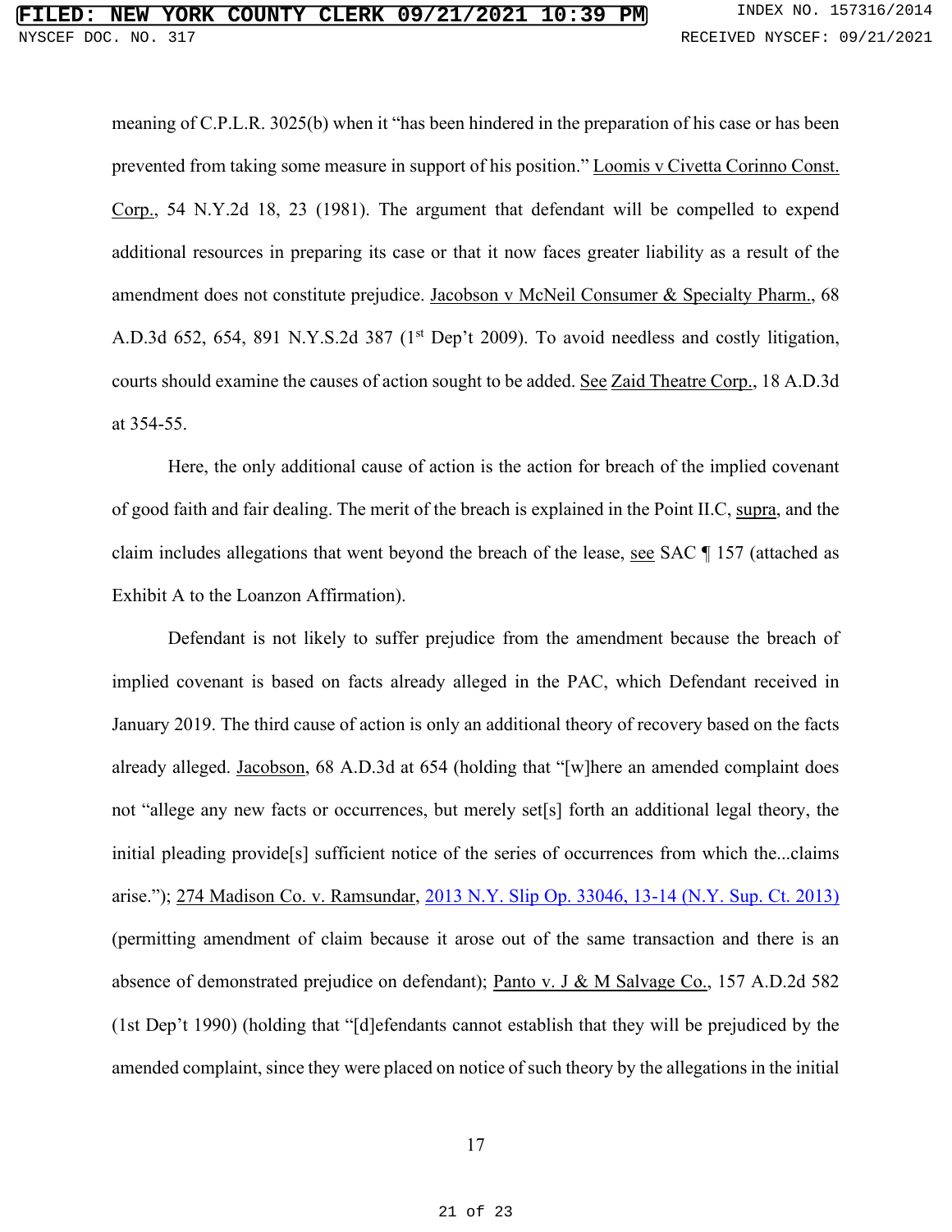meaning of C.P.L.R. 3025(b) when it "has been hindered in the preparation of his case or has been prevented from taking some measure in support of his position." Loomis v Civetta Corinno Const. Corp., 54 N.Y.2d 18, 23 (1981). The argument that defendant will be compelled to expend additional resources in preparing its case or that it now faces greater liability as a result of the amendment does not constitute prejudice. Jacobson v McNeil Consumer & Specialty Pharm., 68 A.D.3d 652, 654, 891 N.Y.S.2d 387 (1st Dep't 2009). To avoid needless and costly litigation, courts should examine the causes of action sought to be added. See Zaid Theatre Corp., 18 A.D.3d at 354-55.

Here, the only additional cause of action is the action for breach of the implied covenant of good faith and fair dealing. The merit of the breach is explained in the Point II.C, supra, and the claim includes allegations that went beyond the breach of the lease, see SAC ¶ 157 (attached as Exhibit A to the Loanzon Affirmation).

Defendant is not likely to suffer prejudice from the amendment because the breach of implied covenant is based on facts already alleged in the PAC, which Defendant received in January 2019. The third cause of action is only an additional theory of recovery based on the facts already alleged. Jacobson, 68 A.D.3d at 654 (holding that "[w]here an amended complaint does not "allege any new facts or occurrences, but merely set[s] forth an additional legal theory, the initial pleading provide[s] sufficient notice of the series of occurrences from which the...claims arise."); 274 Madison Co. v. Ramsundar, 2013 N.Y. Slip Op. 33046, 13-14 (N.Y. Sup. Ct. 2013) (permitting amendment of claim because it arose out of the same transaction and there is an absence of demonstrated prejudice on defendant); Panto v. J & M Salvage Co., 157 A.D.2d 582 (1st Dep't 1990) (holding that "[d]efendants cannot establish that they will be prejudiced by the amended complaint, since they were placed on notice of such theory by the allegations in the initial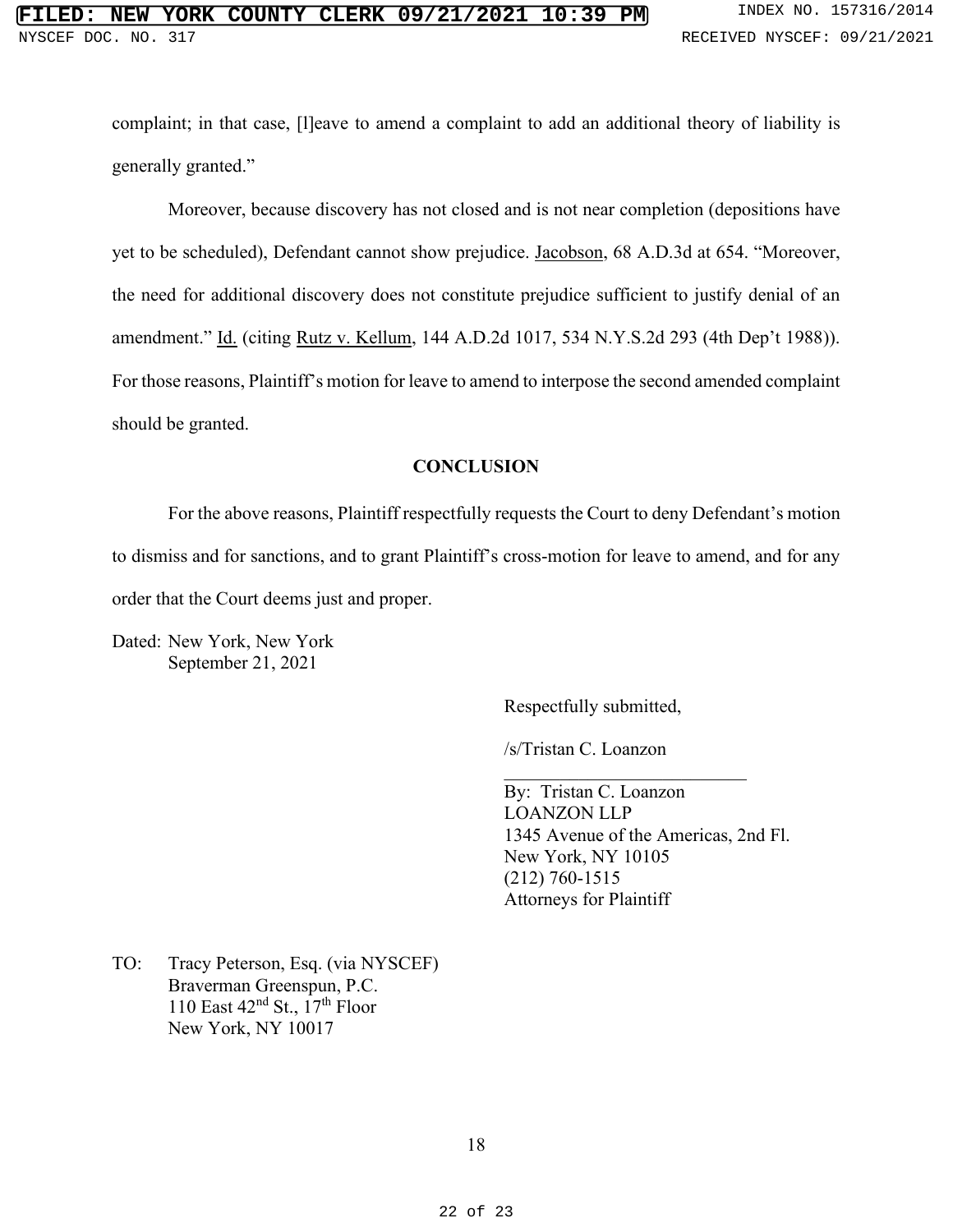complaint; in that case, [l]eave to amend a complaint to add an additional theory of liability is generally granted."

Moreover, because discovery has not closed and is not near completion (depositions have yet to be scheduled), Defendant cannot show prejudice. Jacobson, 68 A.D.3d at 654. "Moreover, the need for additional discovery does not constitute prejudice sufficient to justify denial of an amendment." Id. (citing Rutz v. Kellum, 144 A.D.2d 1017, 534 N.Y.S.2d 293 (4th Dep't 1988)). For those reasons, Plaintiff's motion for leave to amend to interpose the second amended complaint should be granted.

## CONCLUSION

For the above reasons, Plaintiff respectfully requests the Court to deny Defendant's motion to dismiss and for sanctions, and to grant Plaintiff's cross-motion for leave to amend, and for any order that the Court deems just and proper.

Dated: New York, New York
September 21, 2021

Respectfully submitted,

/s/Tristan C. Loanzon

By: Tristan C. Loanzon
LOANZON LLP
1345 Avenue of the Americas, 2nd Fl.
New York, NY 10105
(212) 760-1515
Attorneys for Plaintiff

TO: Tracy Peterson, Esq. (via NYSCEF)
Braverman Greenspun, P.C.
110 East 42nd St., 17th Floor
New York, NY 10017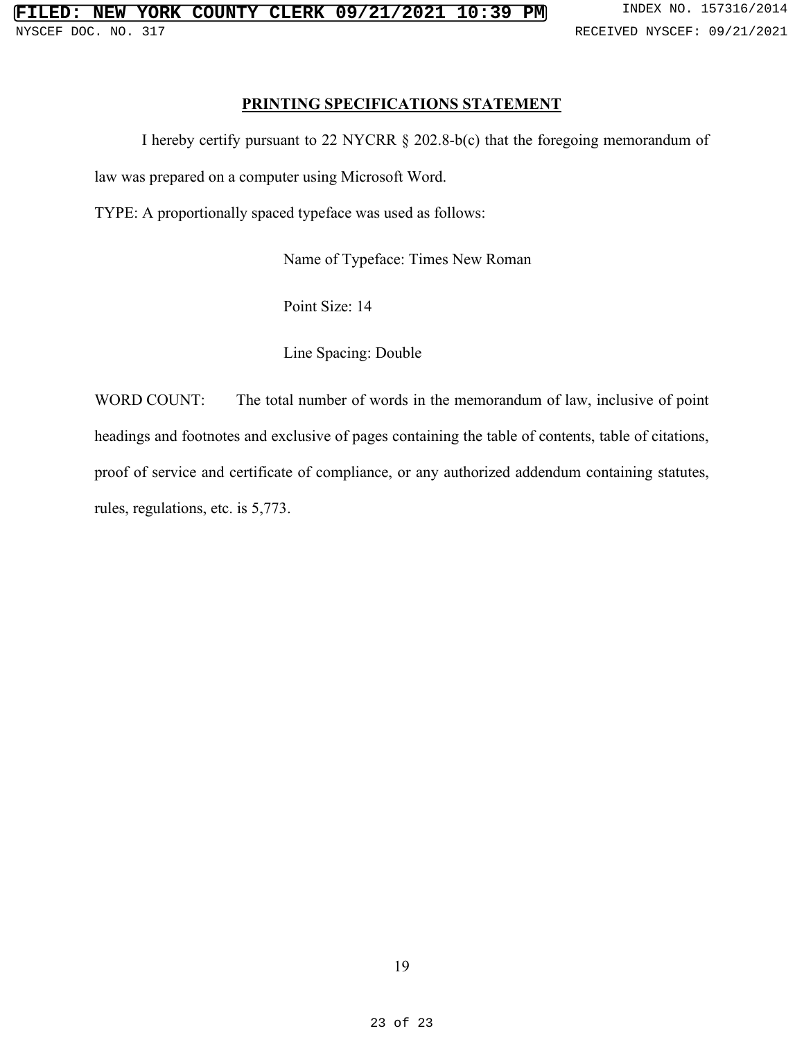**PRINTING SPECIFICATIONS STATEMENT**

I hereby certify pursuant to 22 NYCRR § 202.8-b(c) that the foregoing memorandum of law was prepared on a computer using Microsoft Word.

TYPE: A proportionally spaced typeface was used as follows:

Name of Typeface: Times New Roman

Point Size: 14

Line Spacing: Double

WORD COUNT: The total number of words in the memorandum of law, inclusive of point headings and footnotes and exclusive of pages containing the table of contents, table of citations, proof of service and certificate of compliance, or any authorized addendum containing statutes, rules, regulations, etc. is 5,773.